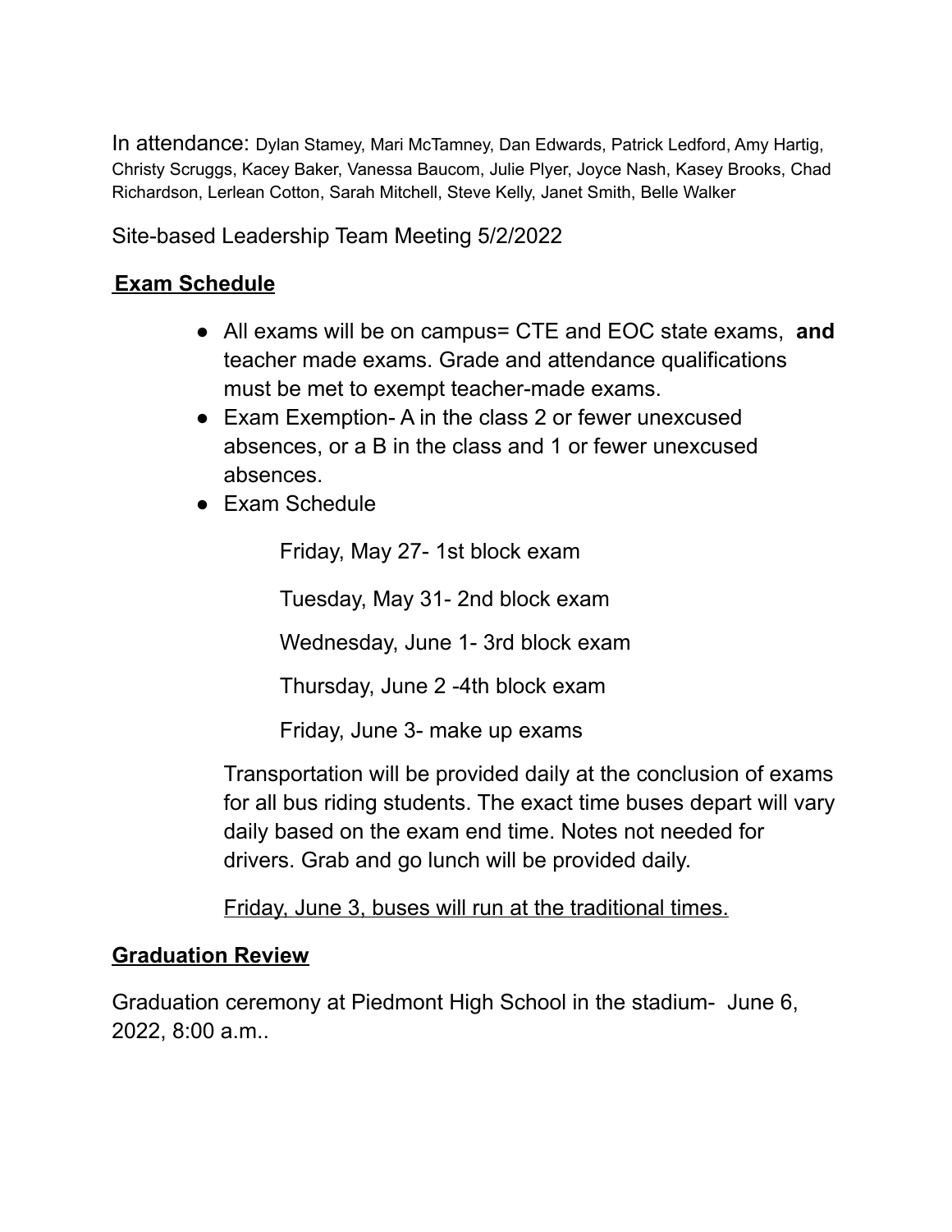In attendance: Dylan Stamey, Mari McTamney, Dan Edwards, Patrick Ledford, Amy Hartig, Christy Scruggs, Kacey Baker, Vanessa Baucom, Julie Plyer, Joyce Nash, Kasey Brooks, Chad Richardson, Lerlean Cotton, Sarah Mitchell, Steve Kelly, Janet Smith, Belle Walker

Site-based Leadership Team Meeting 5/2/2022

## Exam Schedule

- All exams will be on campus= CTE and EOC state exams, **and** teacher made exams. Grade and attendance qualifications must be met to exempt teacher-made exams.
- Exam Exemption- A in the class 2 or fewer unexcused absences, or a B in the class and 1 or fewer unexcused absences.
- Exam Schedule

  Friday, May 27- 1st block exam

  Tuesday, May 31- 2nd block exam

  Wednesday, June 1- 3rd block exam

  Thursday, June 2 -4th block exam

  Friday, June 3- make up exams

  Transportation will be provided daily at the conclusion of exams for all bus riding students. The exact time buses depart will vary daily based on the exam end time. Notes not needed for drivers. Grab and go lunch will be provided daily.

  Friday, June 3, buses will run at the traditional times.

## Graduation Review

Graduation ceremony at Piedmont High School in the stadium- June 6, 2022, 8:00 a.m..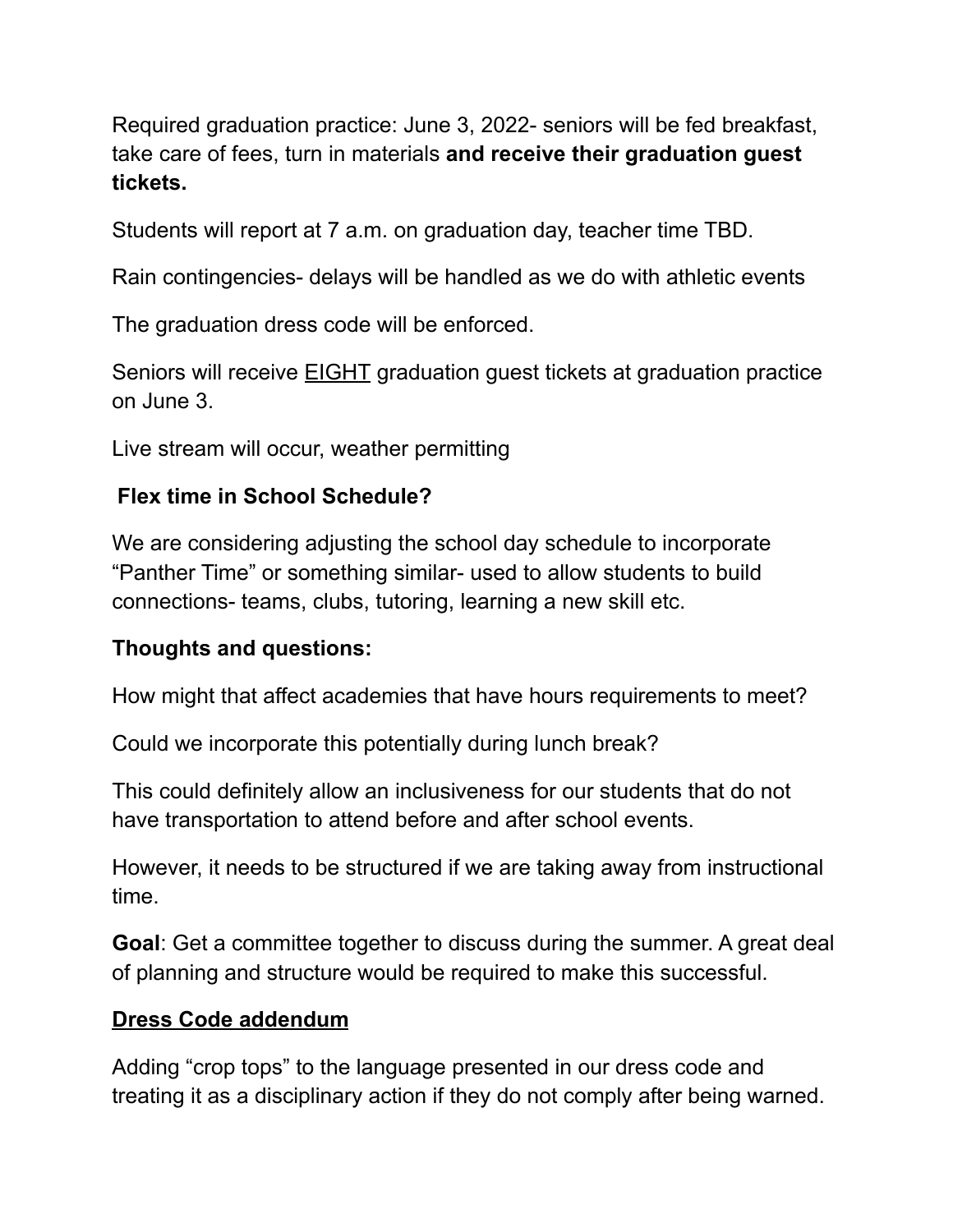Required graduation practice: June 3, 2022- seniors will be fed breakfast, take care of fees, turn in materials **and receive their graduation guest tickets.**

Students will report at 7 a.m. on graduation day, teacher time TBD.

Rain contingencies- delays will be handled as we do with athletic events

The graduation dress code will be enforced.

Seniors will receive <u>EIGHT</u> graduation guest tickets at graduation practice on June 3.

Live stream will occur, weather permitting

### Flex time in School Schedule?

We are considering adjusting the school day schedule to incorporate "Panther Time" or something similar- used to allow students to build connections- teams, clubs, tutoring, learning a new skill etc.

### Thoughts and questions:

How might that affect academies that have hours requirements to meet?

Could we incorporate this potentially during lunch break?

This could definitely allow an inclusiveness for our students that do not have transportation to attend before and after school events.

However, it needs to be structured if we are taking away from instructional time.

**Goal**: Get a committee together to discuss during the summer. A great deal of planning and structure would be required to make this successful.

### <u>Dress Code addendum</u>

Adding "crop tops" to the language presented in our dress code and treating it as a disciplinary action if they do not comply after being warned.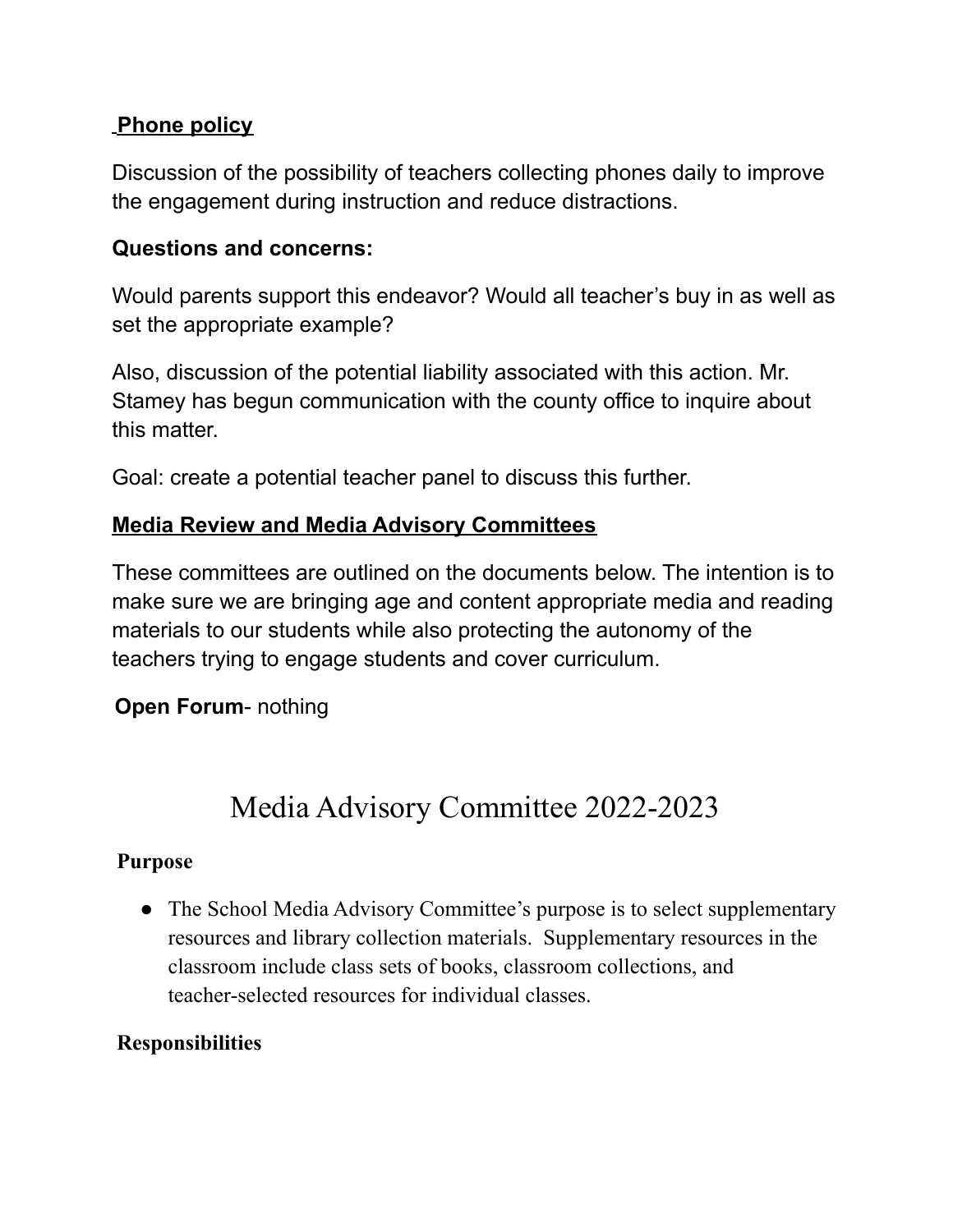**Phone policy**

Discussion of the possibility of teachers collecting phones daily to improve the engagement during instruction and reduce distractions.

**Questions and concerns:**

Would parents support this endeavor? Would all teacher's buy in as well as set the appropriate example?

Also, discussion of the potential liability associated with this action. Mr. Stamey has begun communication with the county office to inquire about this matter.

Goal: create a potential teacher panel to discuss this further.

**Media Review and Media Advisory Committees**

These committees are outlined on the documents below. The intention is to make sure we are bringing age and content appropriate media and reading materials to our students while also protecting the autonomy of the teachers trying to engage students and cover curriculum.

**Open Forum**- nothing

# Media Advisory Committee 2022-2023

**Purpose**

- The School Media Advisory Committee's purpose is to select supplementary resources and library collection materials. Supplementary resources in the classroom include class sets of books, classroom collections, and teacher-selected resources for individual classes.

**Responsibilities**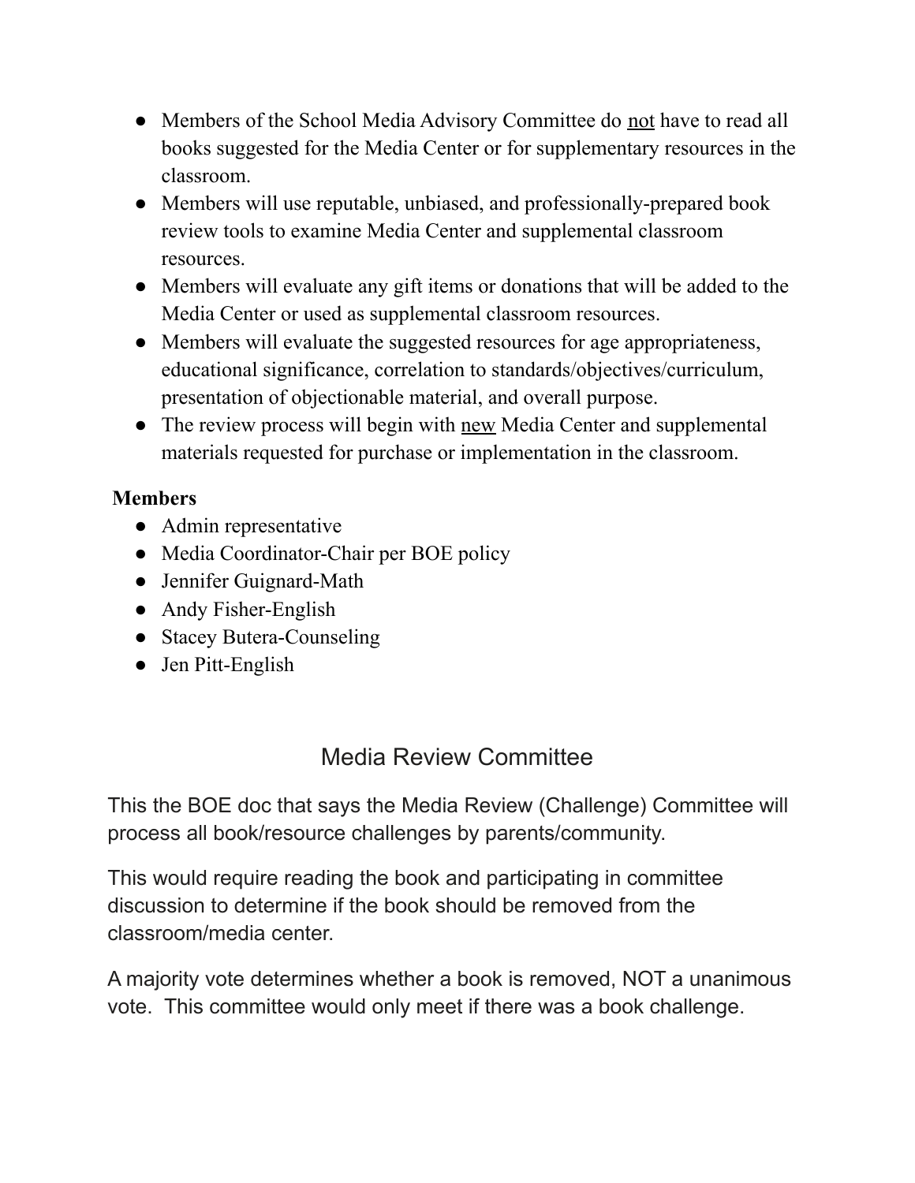- Members of the School Media Advisory Committee do <u>not</u> have to read all books suggested for the Media Center or for supplementary resources in the classroom.
- Members will use reputable, unbiased, and professionally-prepared book review tools to examine Media Center and supplemental classroom resources.
- Members will evaluate any gift items or donations that will be added to the Media Center or used as supplemental classroom resources.
- Members will evaluate the suggested resources for age appropriateness, educational significance, correlation to standards/objectives/curriculum, presentation of objectionable material, and overall purpose.
- The review process will begin with <u>new</u> Media Center and supplemental materials requested for purchase or implementation in the classroom.

**Members**

- Admin representative
- Media Coordinator-Chair per BOE policy
- Jennifer Guignard-Math
- Andy Fisher-English
- Stacey Butera-Counseling
- Jen Pitt-English

## Media Review Committee

This the BOE doc that says the Media Review (Challenge) Committee will process all book/resource challenges by parents/community.

This would require reading the book and participating in committee discussion to determine if the book should be removed from the classroom/media center.

A majority vote determines whether a book is removed, NOT a unanimous vote. This committee would only meet if there was a book challenge.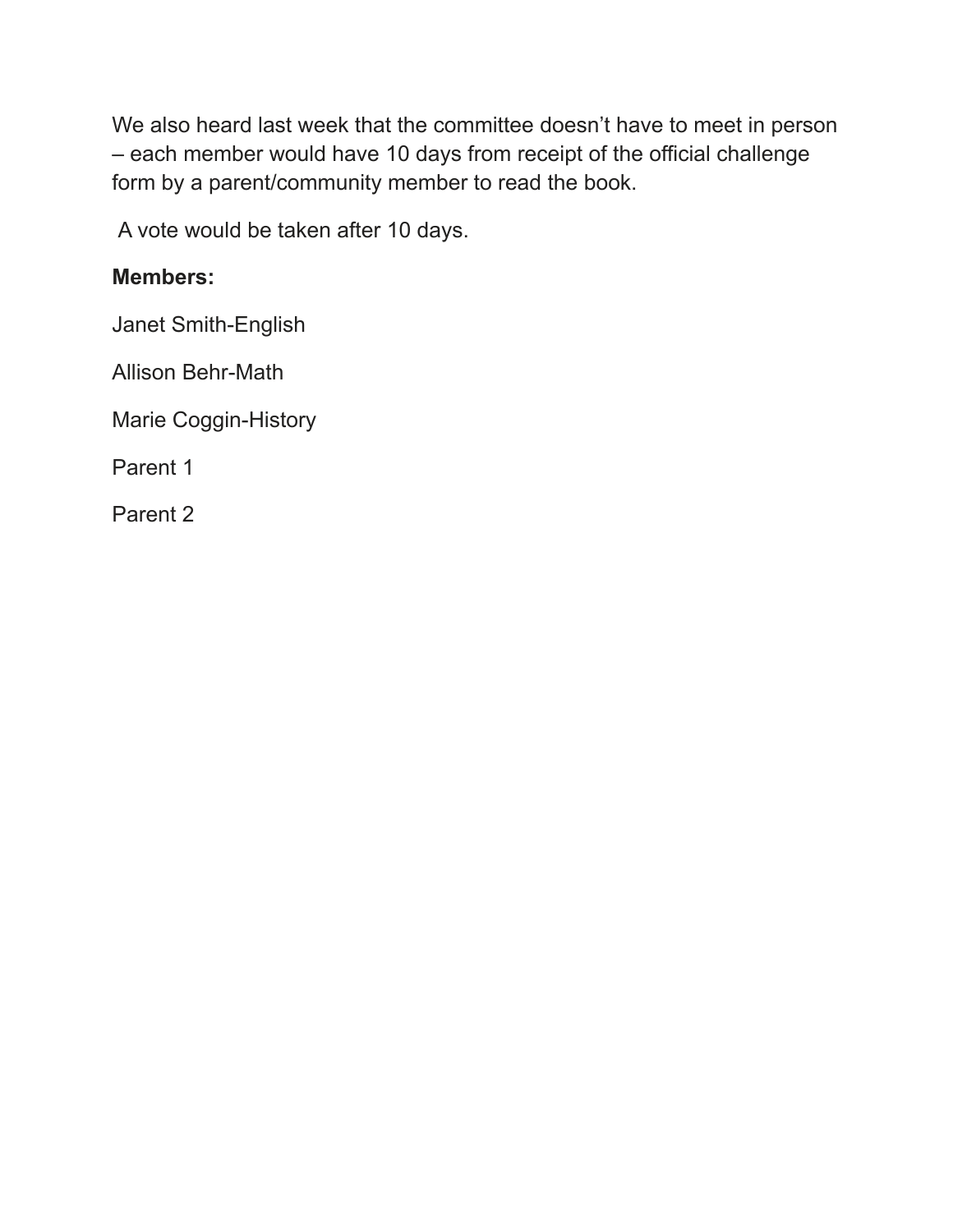We also heard last week that the committee doesn't have to meet in person – each member would have 10 days from receipt of the official challenge form by a parent/community member to read the book.

A vote would be taken after 10 days.

**Members:**

Janet Smith-English

Allison Behr-Math

Marie Coggin-History

Parent 1

Parent 2